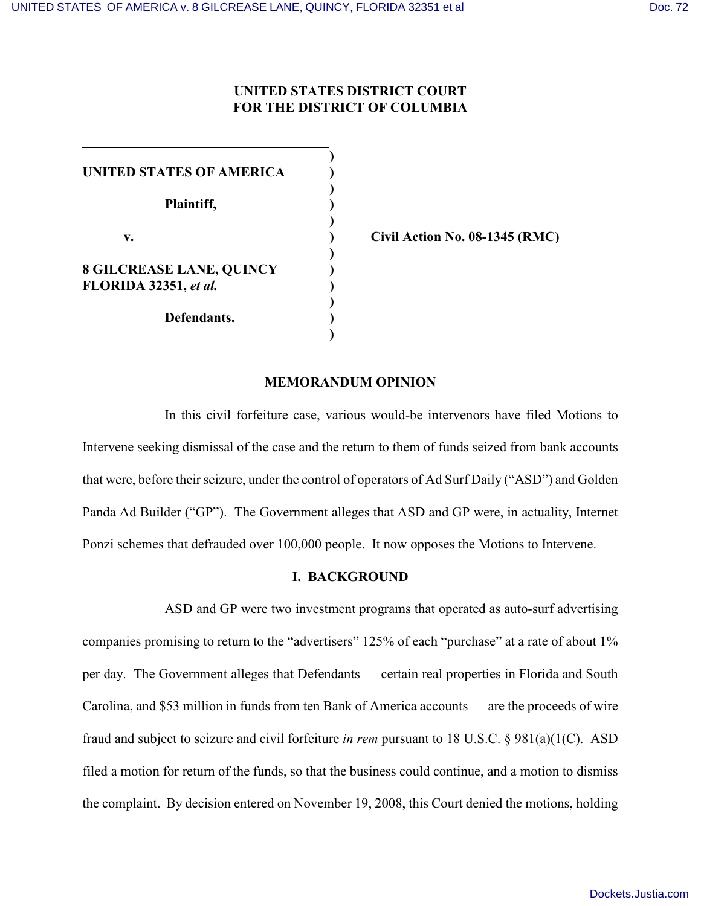**UNITED STATES DISTRICT COURT**
**FOR THE DISTRICT OF COLUMBIA**

| | | |
|---|---|---|
| **UNITED STATES OF AMERICA** | ) | |
| **Plaintiff,** | ) | |
| **v.** | ) | **Civil Action No. 08-1345 (RMC)** |
| **8 GILCREASE LANE, QUINCY FLORIDA 32351, *et al.*** | ) | |
| **Defendants.** | ) | |

## MEMORANDUM OPINION

In this civil forfeiture case, various would-be intervenors have filed Motions to Intervene seeking dismissal of the case and the return to them of funds seized from bank accounts that were, before their seizure, under the control of operators of Ad Surf Daily ("ASD") and Golden Panda Ad Builder ("GP"). The Government alleges that ASD and GP were, in actuality, Internet Ponzi schemes that defrauded over 100,000 people. It now opposes the Motions to Intervene.

## I. BACKGROUND

ASD and GP were two investment programs that operated as auto-surf advertising companies promising to return to the "advertisers" 125% of each "purchase" at a rate of about 1% per day. The Government alleges that Defendants — certain real properties in Florida and South Carolina, and $53 million in funds from ten Bank of America accounts — are the proceeds of wire fraud and subject to seizure and civil forfeiture *in rem* pursuant to 18 U.S.C. § 981(a)(1(C). ASD filed a motion for return of the funds, so that the business could continue, and a motion to dismiss the complaint. By decision entered on November 19, 2008, this Court denied the motions, holding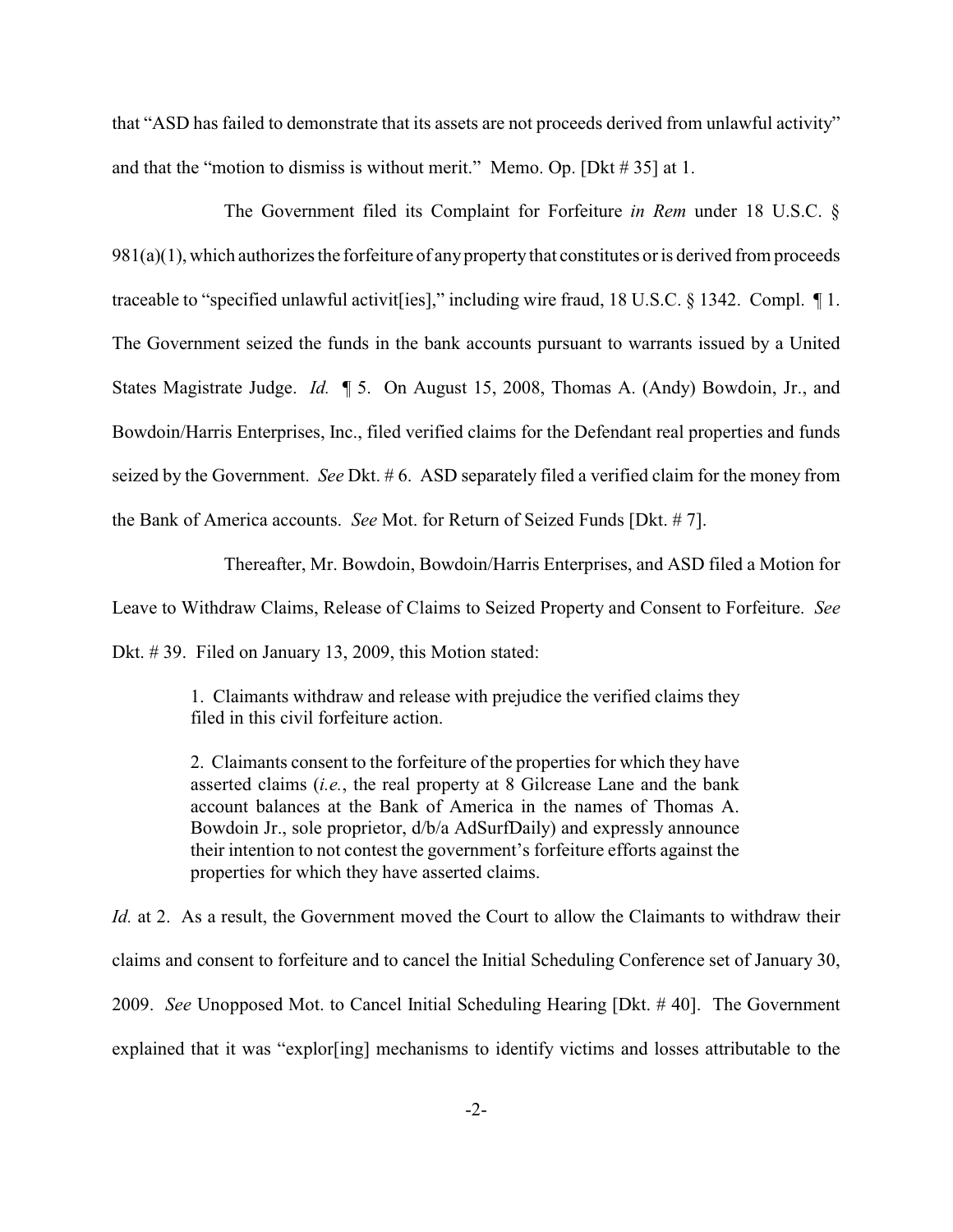that "ASD has failed to demonstrate that its assets are not proceeds derived from unlawful activity" and that the "motion to dismiss is without merit." Memo. Op. [Dkt # 35] at 1.

The Government filed its Complaint for Forfeiture *in Rem* under 18 U.S.C. § 981(a)(1), which authorizes the forfeiture of any property that constitutes or is derived from proceeds traceable to "specified unlawful activit[ies]," including wire fraud, 18 U.S.C. § 1342. Compl. ¶ 1. The Government seized the funds in the bank accounts pursuant to warrants issued by a United States Magistrate Judge. *Id.* ¶ 5. On August 15, 2008, Thomas A. (Andy) Bowdoin, Jr., and Bowdoin/Harris Enterprises, Inc., filed verified claims for the Defendant real properties and funds seized by the Government. *See* Dkt. # 6. ASD separately filed a verified claim for the money from the Bank of America accounts. *See* Mot. for Return of Seized Funds [Dkt. # 7].

Thereafter, Mr. Bowdoin, Bowdoin/Harris Enterprises, and ASD filed a Motion for Leave to Withdraw Claims, Release of Claims to Seized Property and Consent to Forfeiture. *See* Dkt. # 39. Filed on January 13, 2009, this Motion stated:

> 1. Claimants withdraw and release with prejudice the verified claims they filed in this civil forfeiture action.
>
> 2. Claimants consent to the forfeiture of the properties for which they have asserted claims (*i.e.*, the real property at 8 Gilcrease Lane and the bank account balances at the Bank of America in the names of Thomas A. Bowdoin Jr., sole proprietor, d/b/a AdSurfDaily) and expressly announce their intention to not contest the government's forfeiture efforts against the properties for which they have asserted claims.

*Id.* at 2. As a result, the Government moved the Court to allow the Claimants to withdraw their claims and consent to forfeiture and to cancel the Initial Scheduling Conference set of January 30, 2009. *See* Unopposed Mot. to Cancel Initial Scheduling Hearing [Dkt. # 40]. The Government explained that it was "explor[ing] mechanisms to identify victims and losses attributable to the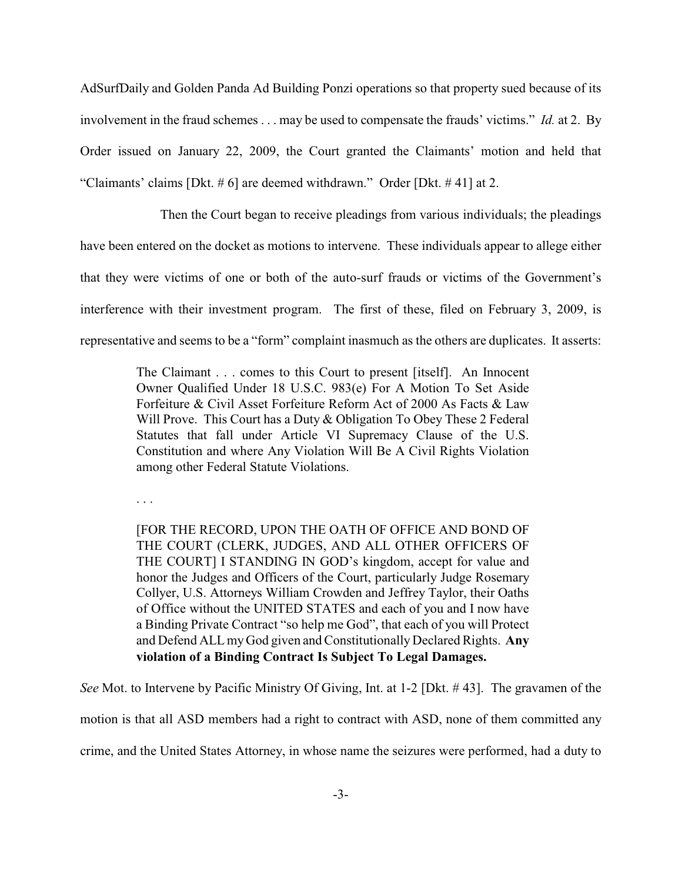AdSurfDaily and Golden Panda Ad Building Ponzi operations so that property sued because of its involvement in the fraud schemes . . . may be used to compensate the frauds' victims." *Id.* at 2. By Order issued on January 22, 2009, the Court granted the Claimants' motion and held that "Claimants' claims [Dkt. # 6] are deemed withdrawn." Order [Dkt. # 41] at 2.

Then the Court began to receive pleadings from various individuals; the pleadings have been entered on the docket as motions to intervene. These individuals appear to allege either that they were victims of one or both of the auto-surf frauds or victims of the Government's interference with their investment program. The first of these, filed on February 3, 2009, is representative and seems to be a "form" complaint inasmuch as the others are duplicates. It asserts:

> The Claimant . . . comes to this Court to present [itself]. An Innocent Owner Qualified Under 18 U.S.C. 983(e) For A Motion To Set Aside Forfeiture & Civil Asset Forfeiture Reform Act of 2000 As Facts & Law Will Prove. This Court has a Duty & Obligation To Obey These 2 Federal Statutes that fall under Article VI Supremacy Clause of the U.S. Constitution and where Any Violation Will Be A Civil Rights Violation among other Federal Statute Violations.
>
> . . .
>
> [FOR THE RECORD, UPON THE OATH OF OFFICE AND BOND OF THE COURT (CLERK, JUDGES, AND ALL OTHER OFFICERS OF THE COURT] I STANDING IN GOD's kingdom, accept for value and honor the Judges and Officers of the Court, particularly Judge Rosemary Collyer, U.S. Attorneys William Crowden and Jeffrey Taylor, their Oaths of Office without the UNITED STATES and each of you and I now have a Binding Private Contract "so help me God", that each of you will Protect and Defend ALL my God given and Constitutionally Declared Rights. **Any violation of a Binding Contract Is Subject To Legal Damages.**

*See* Mot. to Intervene by Pacific Ministry Of Giving, Int. at 1-2 [Dkt. # 43]. The gravamen of the motion is that all ASD members had a right to contract with ASD, none of them committed any crime, and the United States Attorney, in whose name the seizures were performed, had a duty to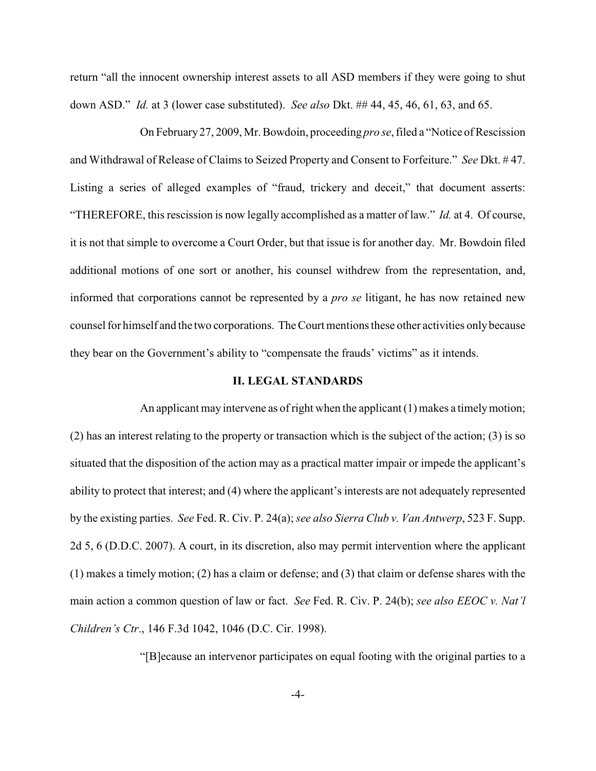return "all the innocent ownership interest assets to all ASD members if they were going to shut down ASD." *Id.* at 3 (lower case substituted). *See also* Dkt. ## 44, 45, 46, 61, 63, and 65.

On February 27, 2009, Mr. Bowdoin, proceeding *pro se*, filed a "Notice of Rescission and Withdrawal of Release of Claims to Seized Property and Consent to Forfeiture." *See* Dkt. # 47. Listing a series of alleged examples of "fraud, trickery and deceit," that document asserts: "THEREFORE, this rescission is now legally accomplished as a matter of law." *Id.* at 4. Of course, it is not that simple to overcome a Court Order, but that issue is for another day. Mr. Bowdoin filed additional motions of one sort or another, his counsel withdrew from the representation, and, informed that corporations cannot be represented by a *pro se* litigant, he has now retained new counsel for himself and the two corporations. The Court mentions these other activities only because they bear on the Government's ability to "compensate the frauds' victims" as it intends.

## II. LEGAL STANDARDS

An applicant may intervene as of right when the applicant (1) makes a timely motion; (2) has an interest relating to the property or transaction which is the subject of the action; (3) is so situated that the disposition of the action may as a practical matter impair or impede the applicant's ability to protect that interest; and (4) where the applicant's interests are not adequately represented by the existing parties. *See* Fed. R. Civ. P. 24(a); *see also Sierra Club v. Van Antwerp*, 523 F. Supp. 2d 5, 6 (D.D.C. 2007). A court, in its discretion, also may permit intervention where the applicant (1) makes a timely motion; (2) has a claim or defense; and (3) that claim or defense shares with the main action a common question of law or fact. *See* Fed. R. Civ. P. 24(b); *see also EEOC v. Nat'l Children's Ctr*., 146 F.3d 1042, 1046 (D.C. Cir. 1998).

"[B]ecause an intervenor participates on equal footing with the original parties to a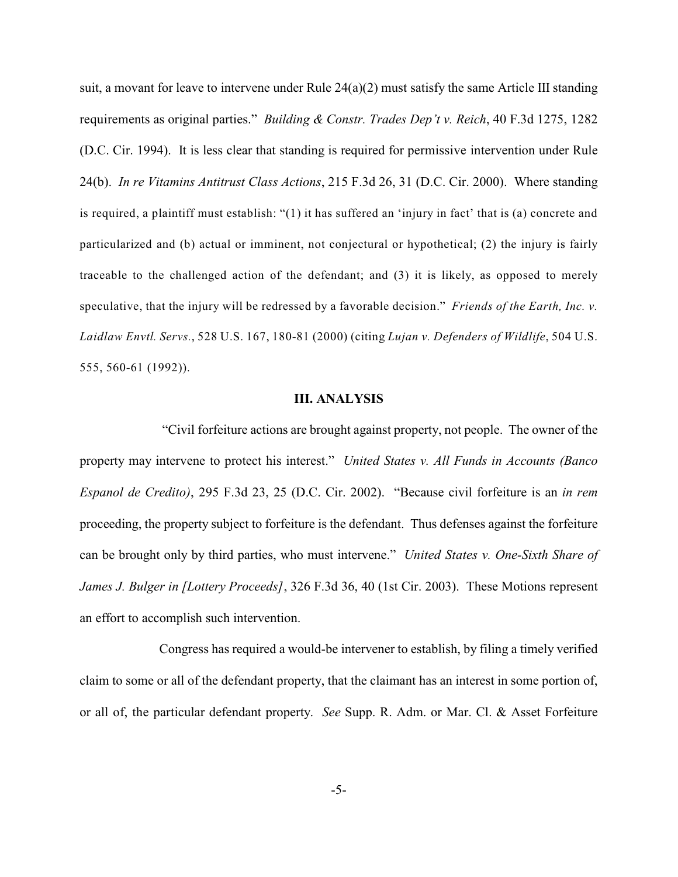suit, a movant for leave to intervene under Rule 24(a)(2) must satisfy the same Article III standing requirements as original parties." *Building & Constr. Trades Dep't v. Reich*, 40 F.3d 1275, 1282 (D.C. Cir. 1994). It is less clear that standing is required for permissive intervention under Rule 24(b). *In re Vitamins Antitrust Class Actions*, 215 F.3d 26, 31 (D.C. Cir. 2000). Where standing is required, a plaintiff must establish: "(1) it has suffered an 'injury in fact' that is (a) concrete and particularized and (b) actual or imminent, not conjectural or hypothetical; (2) the injury is fairly traceable to the challenged action of the defendant; and (3) it is likely, as opposed to merely speculative, that the injury will be redressed by a favorable decision." *Friends of the Earth, Inc. v. Laidlaw Envtl. Servs.*, 528 U.S. 167, 180-81 (2000) (citing *Lujan v. Defenders of Wildlife*, 504 U.S. 555, 560-61 (1992)).

## III. ANALYSIS

"Civil forfeiture actions are brought against property, not people. The owner of the property may intervene to protect his interest." *United States v. All Funds in Accounts (Banco Espanol de Credito)*, 295 F.3d 23, 25 (D.C. Cir. 2002). "Because civil forfeiture is an *in rem* proceeding, the property subject to forfeiture is the defendant. Thus defenses against the forfeiture can be brought only by third parties, who must intervene." *United States v. One-Sixth Share of James J. Bulger in [Lottery Proceeds]*, 326 F.3d 36, 40 (1st Cir. 2003). These Motions represent an effort to accomplish such intervention.

Congress has required a would-be intervener to establish, by filing a timely verified claim to some or all of the defendant property, that the claimant has an interest in some portion of, or all of, the particular defendant property. *See* Supp. R. Adm. or Mar. Cl. & Asset Forfeiture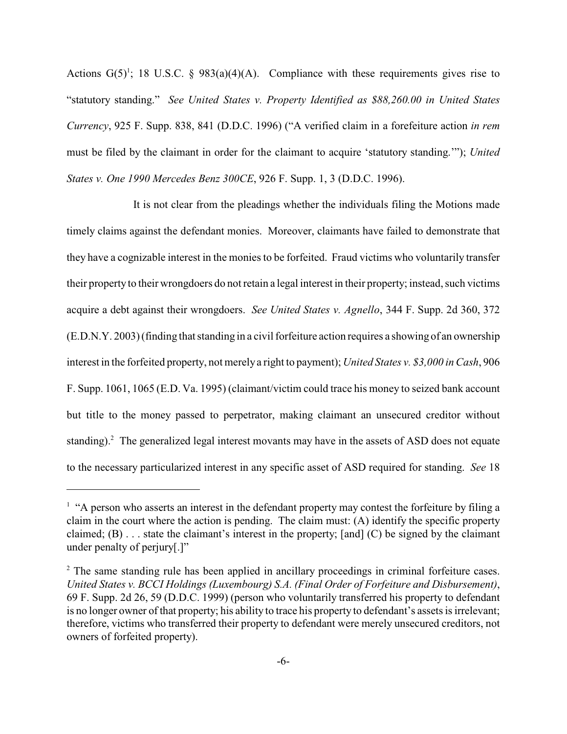Actions G(5)[1]; 18 U.S.C. § 983(a)(4)(A). Compliance with these requirements gives rise to "statutory standing." *See United States v. Property Identified as $88,260.00 in United States Currency*, 925 F. Supp. 838, 841 (D.D.C. 1996) ("A verified claim in a forefeiture action *in rem* must be filed by the claimant in order for the claimant to acquire 'statutory standing.'"); *United States v. One 1990 Mercedes Benz 300CE*, 926 F. Supp. 1, 3 (D.D.C. 1996).

It is not clear from the pleadings whether the individuals filing the Motions made timely claims against the defendant monies. Moreover, claimants have failed to demonstrate that they have a cognizable interest in the monies to be forfeited. Fraud victims who voluntarily transfer their property to their wrongdoers do not retain a legal interest in their property; instead, such victims acquire a debt against their wrongdoers. *See United States v. Agnello*, 344 F. Supp. 2d 360, 372 (E.D.N.Y. 2003) (finding that standing in a civil forfeiture action requires a showing of an ownership interest in the forfeited property, not merely a right to payment); *United States v. $3,000 in Cash*, 906 F. Supp. 1061, 1065 (E.D. Va. 1995) (claimant/victim could trace his money to seized bank account but title to the money passed to perpetrator, making claimant an unsecured creditor without standing).[2] The generalized legal interest movants may have in the assets of ASD does not equate to the necessary particularized interest in any specific asset of ASD required for standing. *See* 18

---

[1] "A person who asserts an interest in the defendant property may contest the forfeiture by filing a claim in the court where the action is pending. The claim must: (A) identify the specific property claimed; (B) . . . state the claimant's interest in the property; [and] (C) be signed by the claimant under penalty of perjury[.]"

[2] The same standing rule has been applied in ancillary proceedings in criminal forfeiture cases. *United States v. BCCI Holdings (Luxembourg) S.A. (Final Order of Forfeiture and Disbursement)*, 69 F. Supp. 2d 26, 59 (D.D.C. 1999) (person who voluntarily transferred his property to defendant is no longer owner of that property; his ability to trace his property to defendant's assets is irrelevant; therefore, victims who transferred their property to defendant were merely unsecured creditors, not owners of forfeited property).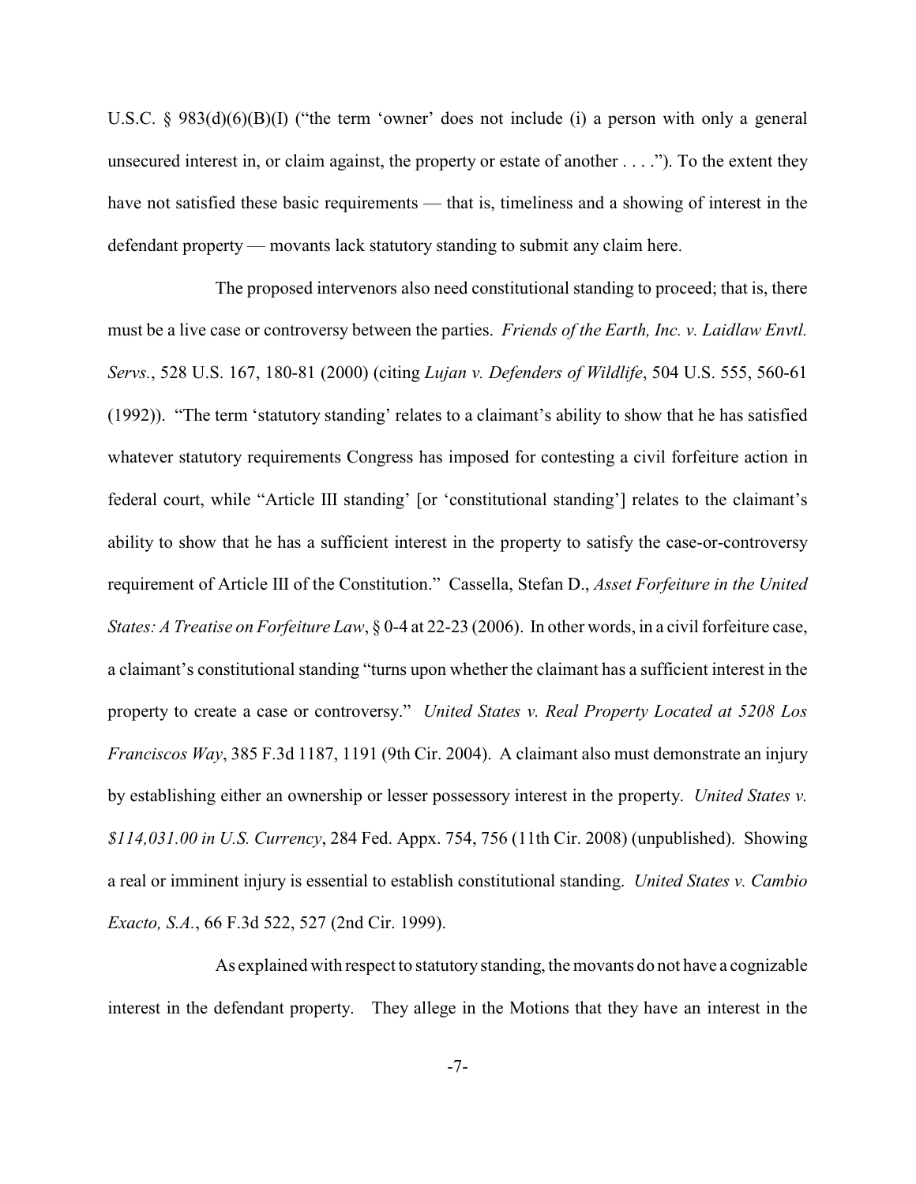U.S.C. § 983(d)(6)(B)(I) ("the term 'owner' does not include (i) a person with only a general unsecured interest in, or claim against, the property or estate of another . . . ."). To the extent they have not satisfied these basic requirements — that is, timeliness and a showing of interest in the defendant property — movants lack statutory standing to submit any claim here.

The proposed intervenors also need constitutional standing to proceed; that is, there must be a live case or controversy between the parties. *Friends of the Earth, Inc. v. Laidlaw Envtl. Servs.*, 528 U.S. 167, 180-81 (2000) (citing *Lujan v. Defenders of Wildlife*, 504 U.S. 555, 560-61 (1992)). "The term 'statutory standing' relates to a claimant's ability to show that he has satisfied whatever statutory requirements Congress has imposed for contesting a civil forfeiture action in federal court, while "Article III standing' [or 'constitutional standing'] relates to the claimant's ability to show that he has a sufficient interest in the property to satisfy the case-or-controversy requirement of Article III of the Constitution." Cassella, Stefan D., *Asset Forfeiture in the United States: A Treatise on Forfeiture Law*, § 0-4 at 22-23 (2006). In other words, in a civil forfeiture case, a claimant's constitutional standing "turns upon whether the claimant has a sufficient interest in the property to create a case or controversy." *United States v. Real Property Located at 5208 Los Franciscos Way*, 385 F.3d 1187, 1191 (9th Cir. 2004). A claimant also must demonstrate an injury by establishing either an ownership or lesser possessory interest in the property. *United States v. $114,031.00 in U.S. Currency*, 284 Fed. Appx. 754, 756 (11th Cir. 2008) (unpublished). Showing a real or imminent injury is essential to establish constitutional standing. *United States v. Cambio Exacto, S.A.*, 66 F.3d 522, 527 (2nd Cir. 1999).

As explained with respect to statutory standing, the movants do not have a cognizable interest in the defendant property. They allege in the Motions that they have an interest in the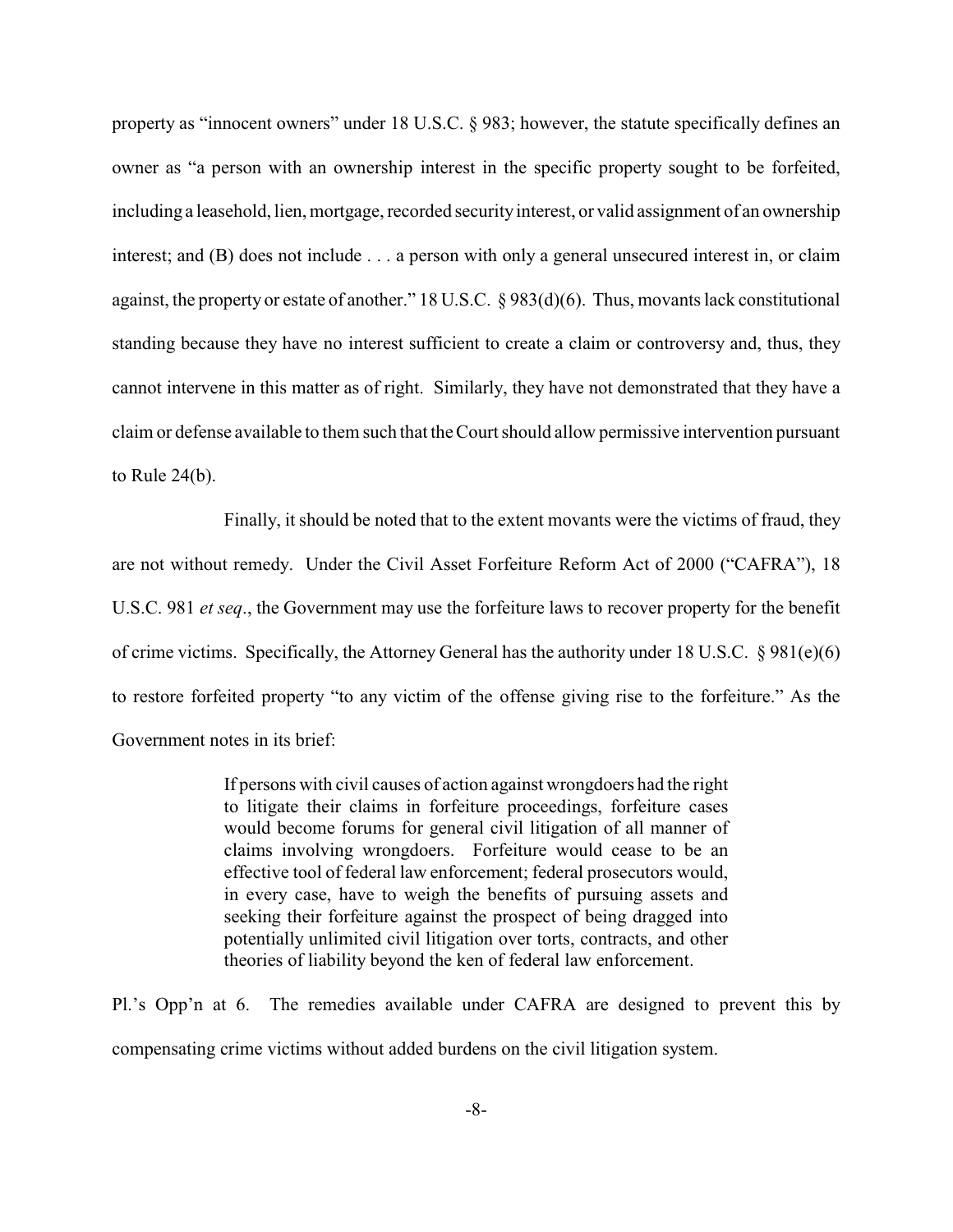property as "innocent owners" under 18 U.S.C. § 983; however, the statute specifically defines an owner as "a person with an ownership interest in the specific property sought to be forfeited, including a leasehold, lien, mortgage, recorded security interest, or valid assignment of an ownership interest; and (B) does not include . . . a person with only a general unsecured interest in, or claim against, the property or estate of another." 18 U.S.C. § 983(d)(6). Thus, movants lack constitutional standing because they have no interest sufficient to create a claim or controversy and, thus, they cannot intervene in this matter as of right. Similarly, they have not demonstrated that they have a claim or defense available to them such that the Court should allow permissive intervention pursuant to Rule 24(b).

Finally, it should be noted that to the extent movants were the victims of fraud, they are not without remedy. Under the Civil Asset Forfeiture Reform Act of 2000 ("CAFRA"), 18 U.S.C. 981 *et seq*., the Government may use the forfeiture laws to recover property for the benefit of crime victims. Specifically, the Attorney General has the authority under 18 U.S.C. § 981(e)(6) to restore forfeited property "to any victim of the offense giving rise to the forfeiture." As the Government notes in its brief:

> If persons with civil causes of action against wrongdoers had the right to litigate their claims in forfeiture proceedings, forfeiture cases would become forums for general civil litigation of all manner of claims involving wrongdoers. Forfeiture would cease to be an effective tool of federal law enforcement; federal prosecutors would, in every case, have to weigh the benefits of pursuing assets and seeking their forfeiture against the prospect of being dragged into potentially unlimited civil litigation over torts, contracts, and other theories of liability beyond the ken of federal law enforcement.

Pl.'s Opp'n at 6. The remedies available under CAFRA are designed to prevent this by compensating crime victims without added burdens on the civil litigation system.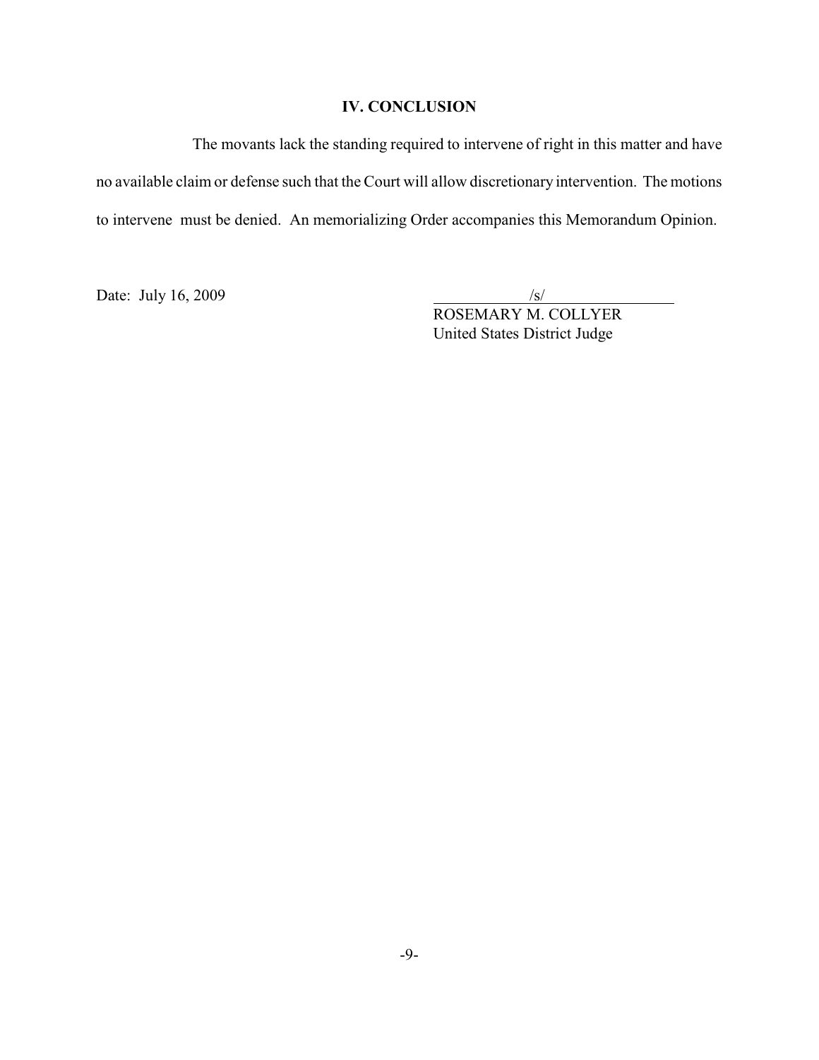## IV. CONCLUSION

The movants lack the standing required to intervene of right in this matter and have no available claim or defense such that the Court will allow discretionary intervention. The motions to intervene must be denied. An memorializing Order accompanies this Memorandum Opinion.

Date: July 16, 2009

/s/
ROSEMARY M. COLLYER
United States District Judge